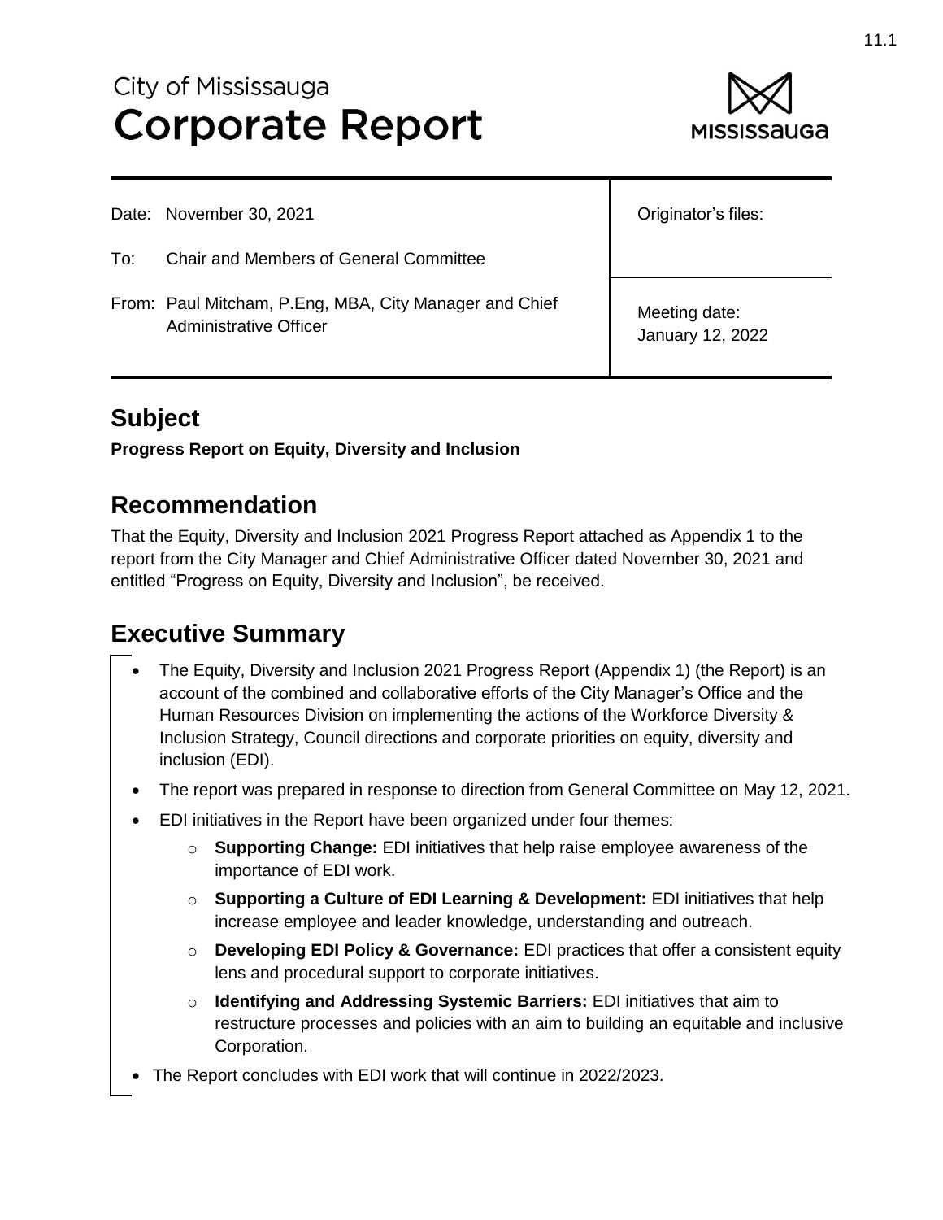City of Mississauga

# Corporate Report

| | |
|---|---|
| Date: November 30, 2021 | Originator's files: |
| To: Chair and Members of General Committee | |
| From: Paul Mitcham, P.Eng, MBA, City Manager and Chief Administrative Officer | Meeting date: January 12, 2022 |

## Subject

**Progress Report on Equity, Diversity and Inclusion**

## Recommendation

That the Equity, Diversity and Inclusion 2021 Progress Report attached as Appendix 1 to the report from the City Manager and Chief Administrative Officer dated November 30, 2021 and entitled "Progress on Equity, Diversity and Inclusion", be received.

## Executive Summary

- The Equity, Diversity and Inclusion 2021 Progress Report (Appendix 1) (the Report) is an account of the combined and collaborative efforts of the City Manager's Office and the Human Resources Division on implementing the actions of the Workforce Diversity & Inclusion Strategy, Council directions and corporate priorities on equity, diversity and inclusion (EDI).
- The report was prepared in response to direction from General Committee on May 12, 2021.
- EDI initiatives in the Report have been organized under four themes:
  - **Supporting Change:** EDI initiatives that help raise employee awareness of the importance of EDI work.
  - **Supporting a Culture of EDI Learning & Development:** EDI initiatives that help increase employee and leader knowledge, understanding and outreach.
  - **Developing EDI Policy & Governance:** EDI practices that offer a consistent equity lens and procedural support to corporate initiatives.
  - **Identifying and Addressing Systemic Barriers:** EDI initiatives that aim to restructure processes and policies with an aim to building an equitable and inclusive Corporation.
- The Report concludes with EDI work that will continue in 2022/2023.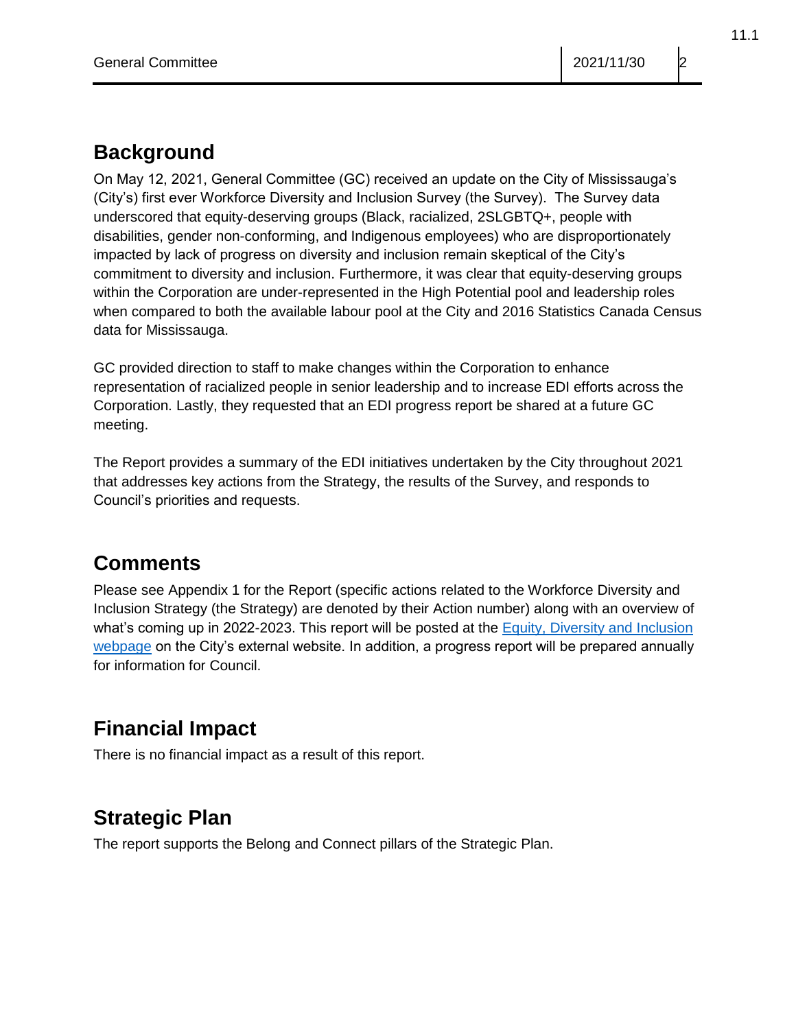## Background

On May 12, 2021, General Committee (GC) received an update on the City of Mississauga's (City's) first ever Workforce Diversity and Inclusion Survey (the Survey). The Survey data underscored that equity-deserving groups (Black, racialized, 2SLGBTQ+, people with disabilities, gender non-conforming, and Indigenous employees) who are disproportionately impacted by lack of progress on diversity and inclusion remain skeptical of the City's commitment to diversity and inclusion. Furthermore, it was clear that equity-deserving groups within the Corporation are under-represented in the High Potential pool and leadership roles when compared to both the available labour pool at the City and 2016 Statistics Canada Census data for Mississauga.

GC provided direction to staff to make changes within the Corporation to enhance representation of racialized people in senior leadership and to increase EDI efforts across the Corporation. Lastly, they requested that an EDI progress report be shared at a future GC meeting.

The Report provides a summary of the EDI initiatives undertaken by the City throughout 2021 that addresses key actions from the Strategy, the results of the Survey, and responds to Council's priorities and requests.

## Comments

Please see Appendix 1 for the Report (specific actions related to the Workforce Diversity and Inclusion Strategy (the Strategy) are denoted by their Action number) along with an overview of what's coming up in 2022-2023. This report will be posted at the [Equity, Diversity and Inclusion webpage] on the City's external website. In addition, a progress report will be prepared annually for information for Council.

## Financial Impact

There is no financial impact as a result of this report.

## Strategic Plan

The report supports the Belong and Connect pillars of the Strategic Plan.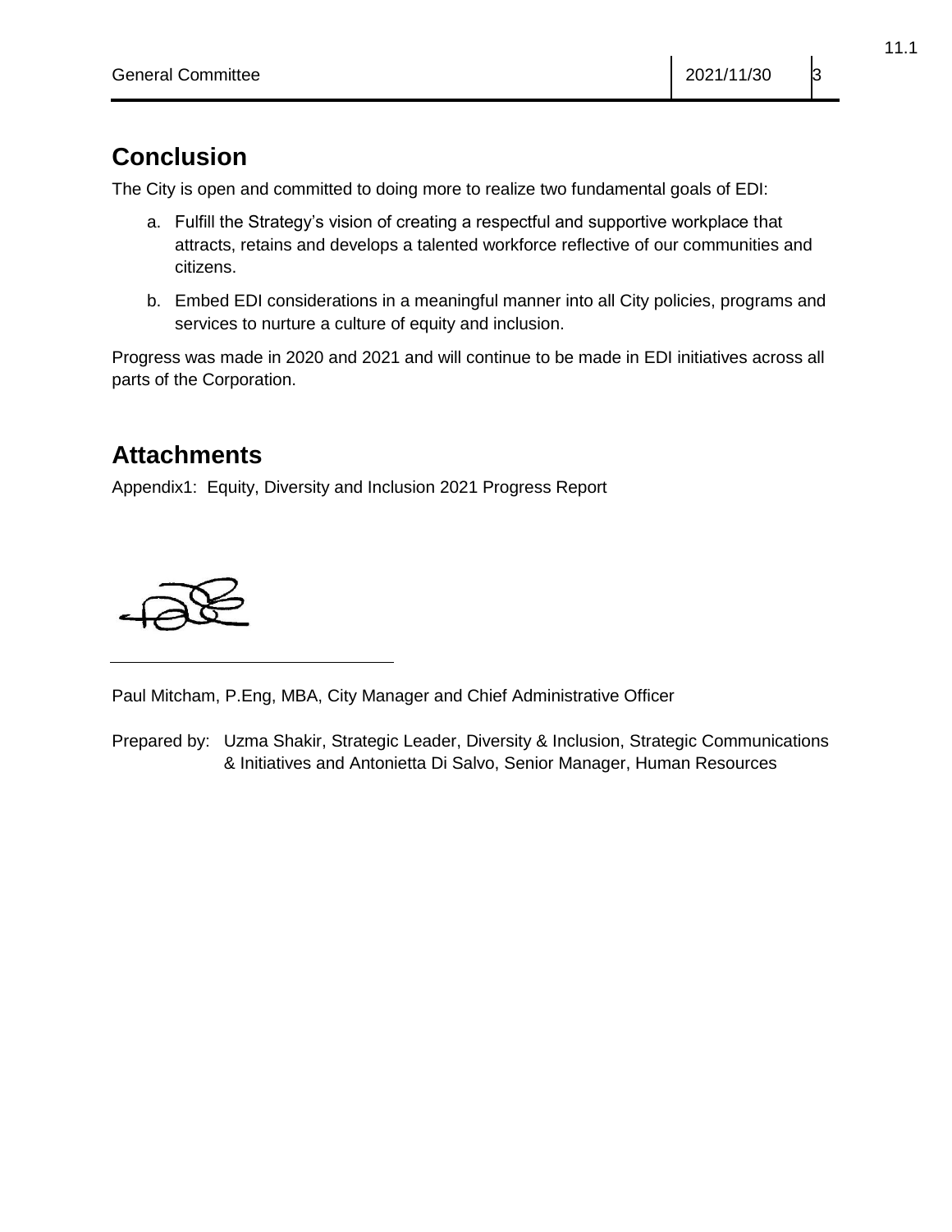## Conclusion

The City is open and committed to doing more to realize two fundamental goals of EDI:

a. Fulfill the Strategy's vision of creating a respectful and supportive workplace that attracts, retains and develops a talented workforce reflective of our communities and citizens.

b. Embed EDI considerations in a meaningful manner into all City policies, programs and services to nurture a culture of equity and inclusion.

Progress was made in 2020 and 2021 and will continue to be made in EDI initiatives across all parts of the Corporation.

## Attachments

Appendix1: Equity, Diversity and Inclusion 2021 Progress Report

Paul Mitcham, P.Eng, MBA, City Manager and Chief Administrative Officer

Prepared by: Uzma Shakir, Strategic Leader, Diversity & Inclusion, Strategic Communications & Initiatives and Antonietta Di Salvo, Senior Manager, Human Resources